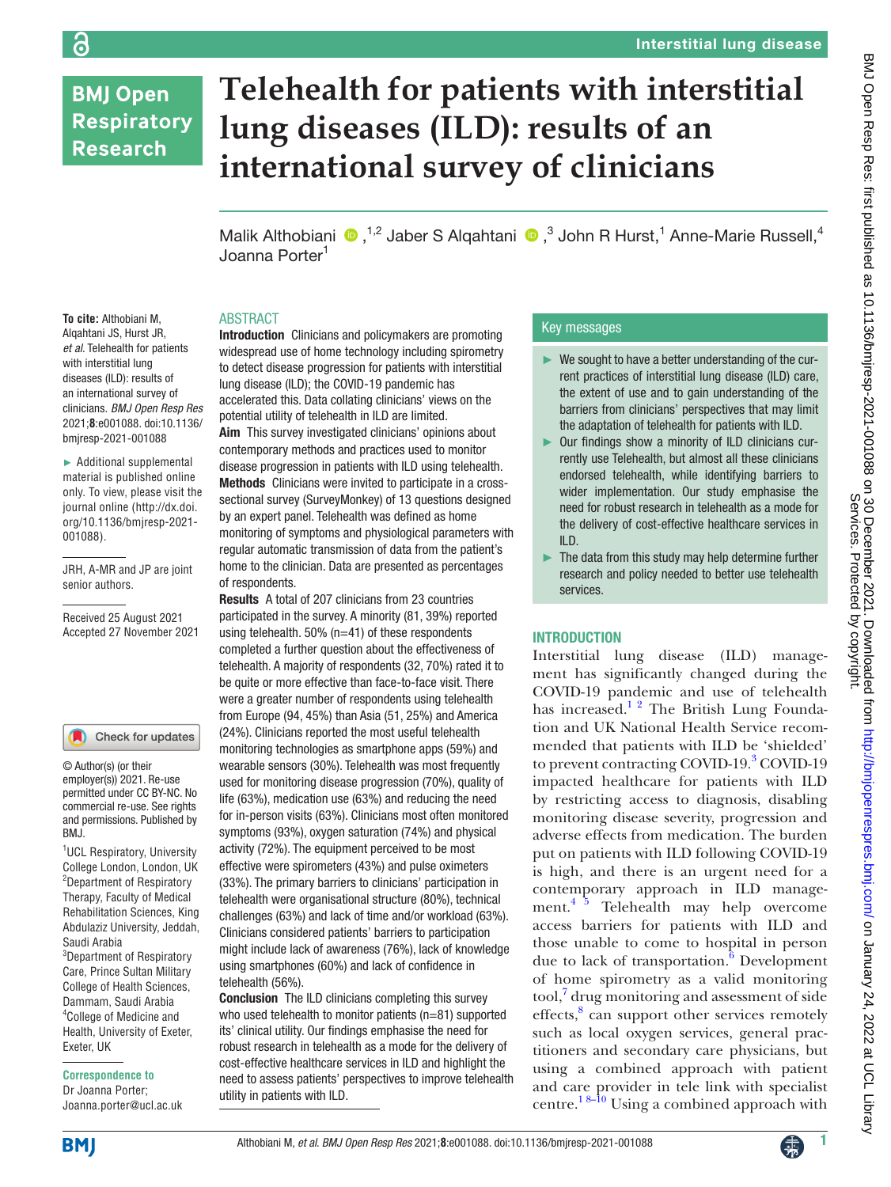# Telehealth for patients with interstitial lung diseases (ILD): results of an international survey of clinicians

Malik Althobiani,[1,2] Jaber S Alqahtani,[3] John R Hurst,[1] Anne-Marie Russell,[4] Joanna Porter[1]

**To cite:** Althobiani M, Alqahtani JS, Hurst JR, *et al*. Telehealth for patients with interstitial lung diseases (ILD): results of an international survey of clinicians. *BMJ Open Resp Res* 2021;**8**:e001088. doi:10.1136/bmjresp-2021-001088

► Additional supplemental material is published online only. To view, please visit the journal online (http://dx.doi.org/10.1136/bmjresp-2021-001088).

JRH, A-MR and JP are joint senior authors.

Received 25 August 2021
Accepted 27 November 2021

© Author(s) (or their employer(s)) 2021. Re-use permitted under CC BY-NC. No commercial re-use. See rights and permissions. Published by BMJ.

[1]UCL Respiratory, University College London, London, UK
[2]Department of Respiratory Therapy, Faculty of Medical Rehabilitation Sciences, King Abdulaziz University, Jeddah, Saudi Arabia
[3]Department of Respiratory Care, Prince Sultan Military College of Health Sciences, Dammam, Saudi Arabia
[4]College of Medicine and Health, University of Exeter, Exeter, UK

**Correspondence to**
Dr Joanna Porter;
Joanna.porter@ucl.ac.uk

## ABSTRACT

**Introduction** Clinicians and policymakers are promoting widespread use of home technology including spirometry to detect disease progression for patients with interstitial lung disease (ILD); the COVID-19 pandemic has accelerated this. Data collating clinicians' views on the potential utility of telehealth in ILD are limited.

**Aim** This survey investigated clinicians' opinions about contemporary methods and practices used to monitor disease progression in patients with ILD using telehealth.

**Methods** Clinicians were invited to participate in a cross-sectional survey (SurveyMonkey) of 13 questions designed by an expert panel. Telehealth was defined as home monitoring of symptoms and physiological parameters with regular automatic transmission of data from the patient's home to the clinician. Data are presented as percentages of respondents.

**Results** A total of 207 clinicians from 23 countries participated in the survey. A minority (81, 39%) reported using telehealth. 50% (n=41) of these respondents completed a further question about the effectiveness of telehealth. A majority of respondents (32, 70%) rated it to be quite or more effective than face-to-face visit. There were a greater number of respondents using telehealth from Europe (94, 45%) than Asia (51, 25%) and America (24%). Clinicians reported the most useful telehealth monitoring technologies as smartphone apps (59%) and wearable sensors (30%). Telehealth was most frequently used for monitoring disease progression (70%), quality of life (63%), medication use (63%) and reducing the need for in-person visits (63%). Clinicians most often monitored symptoms (93%), oxygen saturation (74%) and physical activity (72%). The equipment perceived to be most effective were spirometers (43%) and pulse oximeters (33%). The primary barriers to clinicians' participation in telehealth were organisational structure (80%), technical challenges (63%) and lack of time and/or workload (63%). Clinicians considered patients' barriers to participation might include lack of awareness (76%), lack of knowledge using smartphones (60%) and lack of confidence in telehealth (56%).

**Conclusion** The ILD clinicians completing this survey who used telehealth to monitor patients (n=81) supported its' clinical utility. Our findings emphasise the need for robust research in telehealth as a mode for the delivery of cost-effective healthcare services in ILD and highlight the need to assess patients' perspectives to improve telehealth utility in patients with ILD.

## Key messages

- ► We sought to have a better understanding of the current practices of interstitial lung disease (ILD) care, the extent of use and to gain understanding of the barriers from clinicians' perspectives that may limit the adaptation of telehealth for patients with ILD.
- ► Our findings show a minority of ILD clinicians currently use Telehealth, but almost all these clinicians endorsed telehealth, while identifying barriers to wider implementation. Our study emphasise the need for robust research in telehealth as a mode for the delivery of cost-effective healthcare services in ILD.
- ► The data from this study may help determine further research and policy needed to better use telehealth services.

## INTRODUCTION

Interstitial lung disease (ILD) management has significantly changed during the COVID-19 pandemic and use of telehealth has increased.[1 2] The British Lung Foundation and UK National Health Service recommended that patients with ILD be 'shielded' to prevent contracting COVID-19.[3] COVID-19 impacted healthcare for patients with ILD by restricting access to diagnosis, disabling monitoring disease severity, progression and adverse effects from medication. The burden put on patients with ILD following COVID-19 is high, and there is an urgent need for a contemporary approach in ILD management.[4 5] Telehealth may help overcome access barriers for patients with ILD and those unable to come to hospital in person due to lack of transportation.[6] Development of home spirometry as a valid monitoring tool,[7] drug monitoring and assessment of side effects,[8] can support other services remotely such as local oxygen services, general practitioners and secondary care physicians, but using a combined approach with patient and care provider in tele link with specialist centre.[1 8–10] Using a combined approach with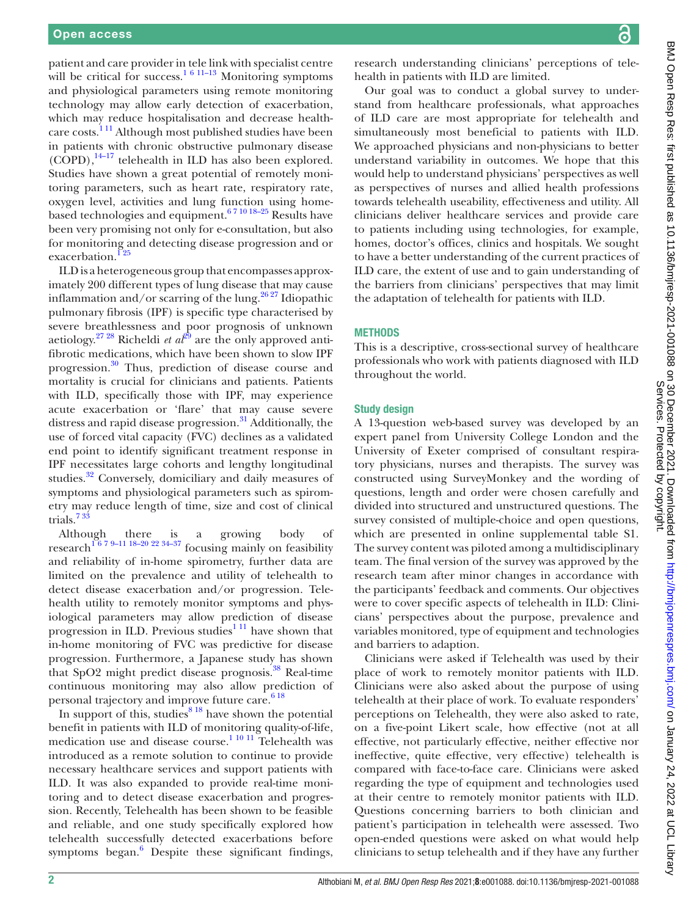patient and care provider in tele link with specialist centre will be critical for success.[1 6 11–13] Monitoring symptoms and physiological parameters using remote monitoring technology may allow early detection of exacerbation, which may reduce hospitalisation and decrease health-care costs.[1 11] Although most published studies have been in patients with chronic obstructive pulmonary disease (COPD),[14–17] telehealth in ILD has also been explored. Studies have shown a great potential of remotely monitoring parameters, such as heart rate, respiratory rate, oxygen level, activities and lung function using home-based technologies and equipment.[6 7 10 18–25] Results have been very promising not only for e-consultation, but also for monitoring and detecting disease progression and or exacerbation.[1 25]

ILD is a heterogeneous group that encompasses approximately 200 different types of lung disease that may cause inflammation and/or scarring of the lung.[26 27] Idiopathic pulmonary fibrosis (IPF) is specific type characterised by severe breathlessness and poor prognosis of unknown aetiology.[27 28] Richeldi *et al*[29] are the only approved antifibrotic medications, which have been shown to slow IPF progression.[30] Thus, prediction of disease course and mortality is crucial for clinicians and patients. Patients with ILD, specifically those with IPF, may experience acute exacerbation or 'flare' that may cause severe distress and rapid disease progression.[31] Additionally, the use of forced vital capacity (FVC) declines as a validated end point to identify significant treatment response in IPF necessitates large cohorts and lengthy longitudinal studies.[32] Conversely, domiciliary and daily measures of symptoms and physiological parameters such as spirometry may reduce length of time, size and cost of clinical trials.[7 33]

Although there is a growing body of research[1 6 7 9–11 18–20 22 34–37] focusing mainly on feasibility and reliability of in-home spirometry, further data are limited on the prevalence and utility of telehealth to detect disease exacerbation and/or progression. Telehealth utility to remotely monitor symptoms and physiological parameters may allow prediction of disease progression in ILD. Previous studies[1 11] have shown that in-home monitoring of FVC was predictive for disease progression. Furthermore, a Japanese study has shown that SpO2 might predict disease prognosis.[38] Real-time continuous monitoring may also allow prediction of personal trajectory and improve future care.[6 18]

In support of this, studies[8 18] have shown the potential benefit in patients with ILD of monitoring quality-of-life, medication use and disease course.[1 10 11] Telehealth was introduced as a remote solution to continue to provide necessary healthcare services and support patients with ILD. It was also expanded to provide real-time monitoring and to detect disease exacerbation and progression. Recently, Telehealth has been shown to be feasible and reliable, and one study specifically explored how telehealth successfully detected exacerbations before symptoms began.[6] Despite these significant findings, research understanding clinicians' perceptions of telehealth in patients with ILD are limited.

Our goal was to conduct a global survey to understand from healthcare professionals, what approaches of ILD care are most appropriate for telehealth and simultaneously most beneficial to patients with ILD. We approached physicians and non-physicians to better understand variability in outcomes. We hope that this would help to understand physicians' perspectives as well as perspectives of nurses and allied health professions towards telehealth useability, effectiveness and utility. All clinicians deliver healthcare services and provide care to patients including using technologies, for example, homes, doctor's offices, clinics and hospitals. We sought to have a better understanding of the current practices of ILD care, the extent of use and to gain understanding of the barriers from clinicians' perspectives that may limit the adaptation of telehealth for patients with ILD.

## METHODS

This is a descriptive, cross-sectional survey of healthcare professionals who work with patients diagnosed with ILD throughout the world.

### Study design

A 13-question web-based survey was developed by an expert panel from University College London and the University of Exeter comprised of consultant respiratory physicians, nurses and therapists. The survey was constructed using SurveyMonkey and the wording of questions, length and order were chosen carefully and divided into structured and unstructured questions. The survey consisted of multiple-choice and open questions, which are presented in online supplemental table S1. The survey content was piloted among a multidisciplinary team. The final version of the survey was approved by the research team after minor changes in accordance with the participants' feedback and comments. Our objectives were to cover specific aspects of telehealth in ILD: Clinicians' perspectives about the purpose, prevalence and variables monitored, type of equipment and technologies and barriers to adaption.

Clinicians were asked if Telehealth was used by their place of work to remotely monitor patients with ILD. Clinicians were also asked about the purpose of using telehealth at their place of work. To evaluate responders' perceptions on Telehealth, they were also asked to rate, on a five-point Likert scale, how effective (not at all effective, not particularly effective, neither effective nor ineffective, quite effective, very effective) telehealth is compared with face-to-face care. Clinicians were asked regarding the type of equipment and technologies used at their centre to remotely monitor patients with ILD. Questions concerning barriers to both clinician and patient's participation in telehealth were assessed. Two open-ended questions were asked on what would help clinicians to setup telehealth and if they have any further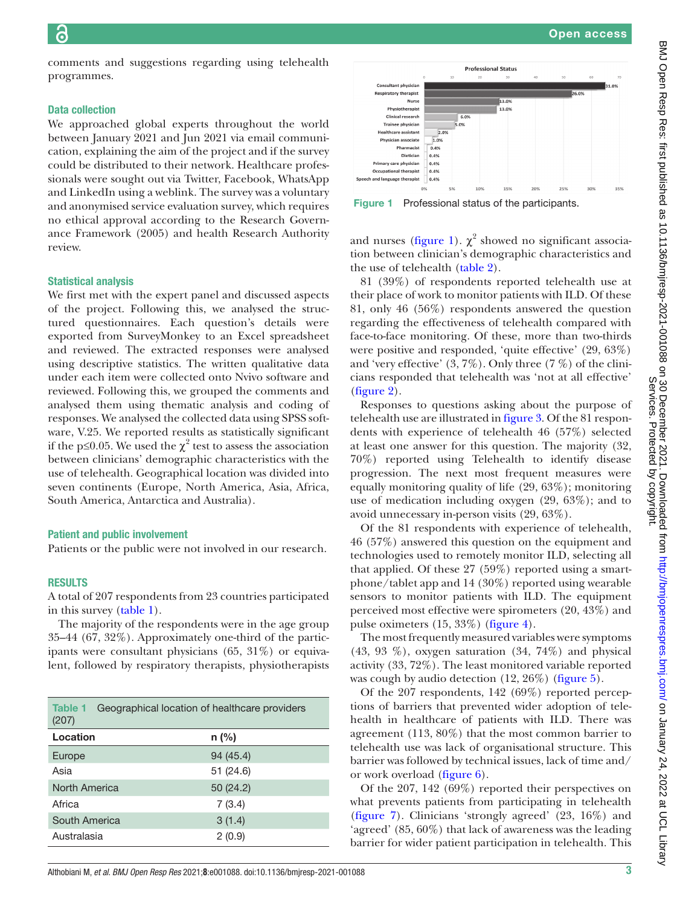comments and suggestions regarding using telehealth programmes.

### Data collection

We approached global experts throughout the world between January 2021 and Jun 2021 via email communication, explaining the aim of the project and if the survey could be distributed to their network. Healthcare professionals were sought out via Twitter, Facebook, WhatsApp and LinkedIn using a weblink. The survey was a voluntary and anonymised service evaluation survey, which requires no ethical approval according to the Research Governance Framework (2005) and health Research Authority review.

### Statistical analysis

We first met with the expert panel and discussed aspects of the project. Following this, we analysed the structured questionnaires. Each question's details were exported from SurveyMonkey to an Excel spreadsheet and reviewed. The extracted responses were analysed using descriptive statistics. The written qualitative data under each item were collected onto Nvivo software and reviewed. Following this, we grouped the comments and analysed them using thematic analysis and coding of responses. We analysed the collected data using SPSS software, V.25. We reported results as statistically significant if the p≤0.05. We used the $\chi^2$ test to assess the association between clinicians' demographic characteristics with the use of telehealth. Geographical location was divided into seven continents (Europe, North America, Asia, Africa, South America, Antarctica and Australia).

### Patient and public involvement

Patients or the public were not involved in our research.

## RESULTS

A total of 207 respondents from 23 countries participated in this survey (table 1).

The majority of the respondents were in the age group 35–44 (67, 32%). Approximately one-third of the participants were consultant physicians (65, 31%) or equivalent, followed by respiratory therapists, physiotherapists and nurses (figure 1). $\chi^2$ showed no significant association between clinician's demographic characteristics and the use of telehealth (table 2).

Table 1 Geographical location of healthcare providers (207)

| Location | n (%) |
|---|---|
| Europe | 94 (45.4) |
| Asia | 51 (24.6) |
| North America | 50 (24.2) |
| Africa | 7 (3.4) |
| South America | 3 (1.4) |
| Australasia | 2 (0.9) |

Figure 1 Professional status of the participants.

81 (39%) of respondents reported telehealth use at their place of work to monitor patients with ILD. Of these 81, only 46 (56%) respondents answered the question regarding the effectiveness of telehealth compared with face-to-face monitoring. Of these, more than two-thirds were positive and responded, 'quite effective' (29, 63%) and 'very effective' (3, 7%). Only three (7 %) of the clinicians responded that telehealth was 'not at all effective' (figure 2).

Responses to questions asking about the purpose of telehealth use are illustrated in figure 3. Of the 81 respondents with experience of telehealth 46 (57%) selected at least one answer for this question. The majority (32, 70%) reported using Telehealth to identify disease progression. The next most frequent measures were equally monitoring quality of life (29, 63%); monitoring use of medication including oxygen (29, 63%); and to avoid unnecessary in-person visits (29, 63%).

Of the 81 respondents with experience of telehealth, 46 (57%) answered this question on the equipment and technologies used to remotely monitor ILD, selecting all that applied. Of these 27 (59%) reported using a smartphone/tablet app and 14 (30%) reported using wearable sensors to monitor patients with ILD. The equipment perceived most effective were spirometers (20, 43%) and pulse oximeters (15, 33%) (figure 4).

The most frequently measured variables were symptoms (43, 93 %), oxygen saturation (34, 74%) and physical activity (33, 72%). The least monitored variable reported was cough by audio detection (12, 26%) (figure 5).

Of the 207 respondents, 142 (69%) reported perceptions of barriers that prevented wider adoption of telehealth in healthcare of patients with ILD. There was agreement (113, 80%) that the most common barrier to telehealth use was lack of organisational structure. This barrier was followed by technical issues, lack of time and/or work overload (figure 6).

Of the 207, 142 (69%) reported their perspectives on what prevents patients from participating in telehealth (figure 7). Clinicians 'strongly agreed' (23, 16%) and 'agreed' (85, 60%) that lack of awareness was the leading barrier for wider patient participation in telehealth. This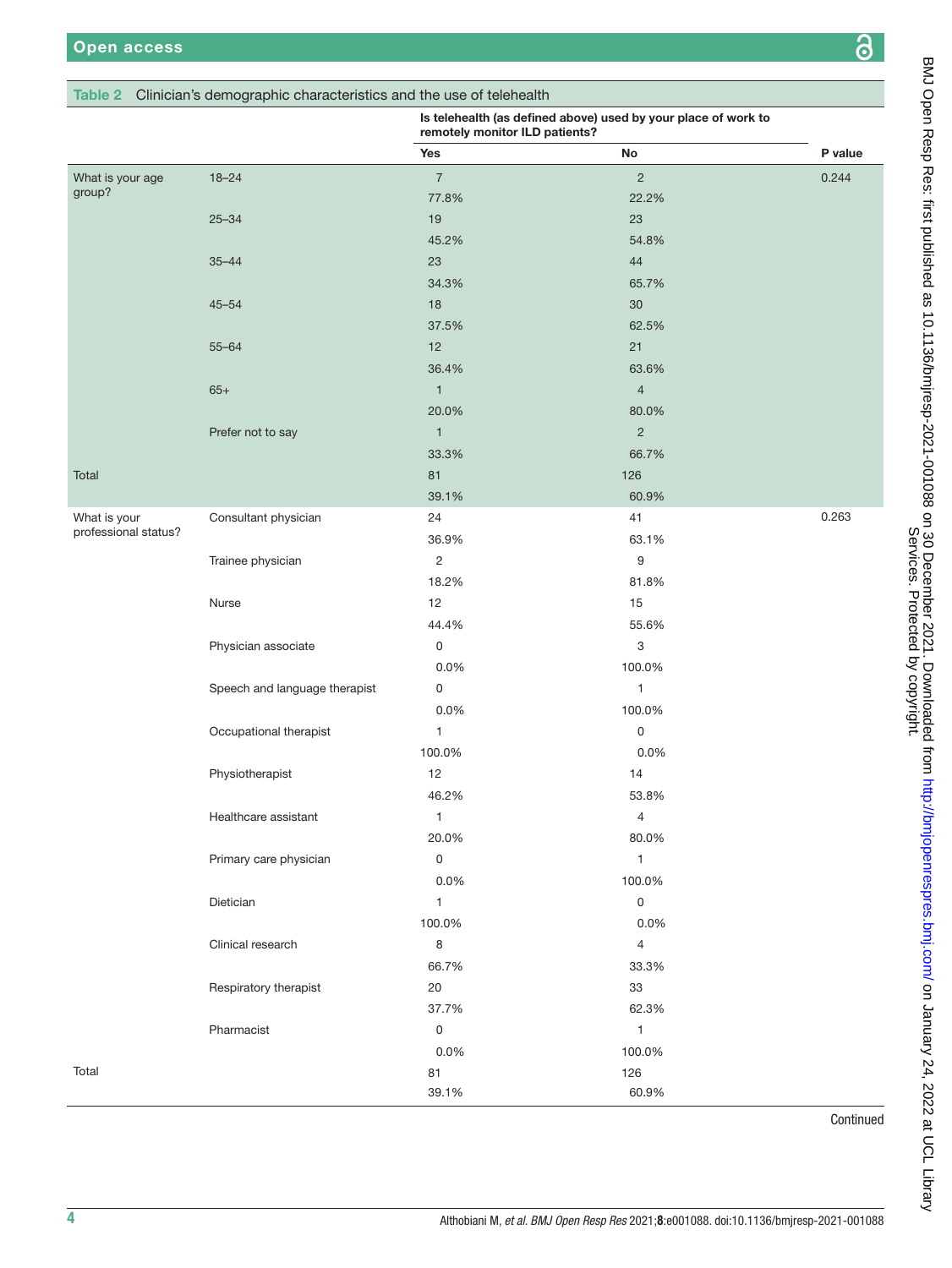**Table 2** Clinician's demographic characteristics and the use of telehealth

| | | Is telehealth (as defined above) used by your place of work to remotely monitor ILD patients? | | |
|---|---|---|---|---|
| | | Yes | No | P value |
| What is your age group? | 18–24 | 7 | 2 | 0.244 |
| | | 77.8% | 22.2% | |
| | 25–34 | 19 | 23 | |
| | | 45.2% | 54.8% | |
| | 35–44 | 23 | 44 | |
| | | 34.3% | 65.7% | |
| | 45–54 | 18 | 30 | |
| | | 37.5% | 62.5% | |
| | 55–64 | 12 | 21 | |
| | | 36.4% | 63.6% | |
| | 65+ | 1 | 4 | |
| | | 20.0% | 80.0% | |
| | Prefer not to say | 1 | 2 | |
| | | 33.3% | 66.7% | |
| Total | | 81 | 126 | |
| | | 39.1% | 60.9% | |
| What is your professional status? | Consultant physician | 24 | 41 | 0.263 |
| | | 36.9% | 63.1% | |
| | Trainee physician | 2 | 9 | |
| | | 18.2% | 81.8% | |
| | Nurse | 12 | 15 | |
| | | 44.4% | 55.6% | |
| | Physician associate | 0 | 3 | |
| | | 0.0% | 100.0% | |
| | Speech and language therapist | 0 | 1 | |
| | | 0.0% | 100.0% | |
| | Occupational therapist | 1 | 0 | |
| | | 100.0% | 0.0% | |
| | Physiotherapist | 12 | 14 | |
| | | 46.2% | 53.8% | |
| | Healthcare assistant | 1 | 4 | |
| | | 20.0% | 80.0% | |
| | Primary care physician | 0 | 1 | |
| | | 0.0% | 100.0% | |
| | Dietician | 1 | 0 | |
| | | 100.0% | 0.0% | |
| | Clinical research | 8 | 4 | |
| | | 66.7% | 33.3% | |
| | Respiratory therapist | 20 | 33 | |
| | | 37.7% | 62.3% | |
| | Pharmacist | 0 | 1 | |
| | | 0.0% | 100.0% | |
| Total | | 81 | 126 | |
| | | 39.1% | 60.9% | |

Continued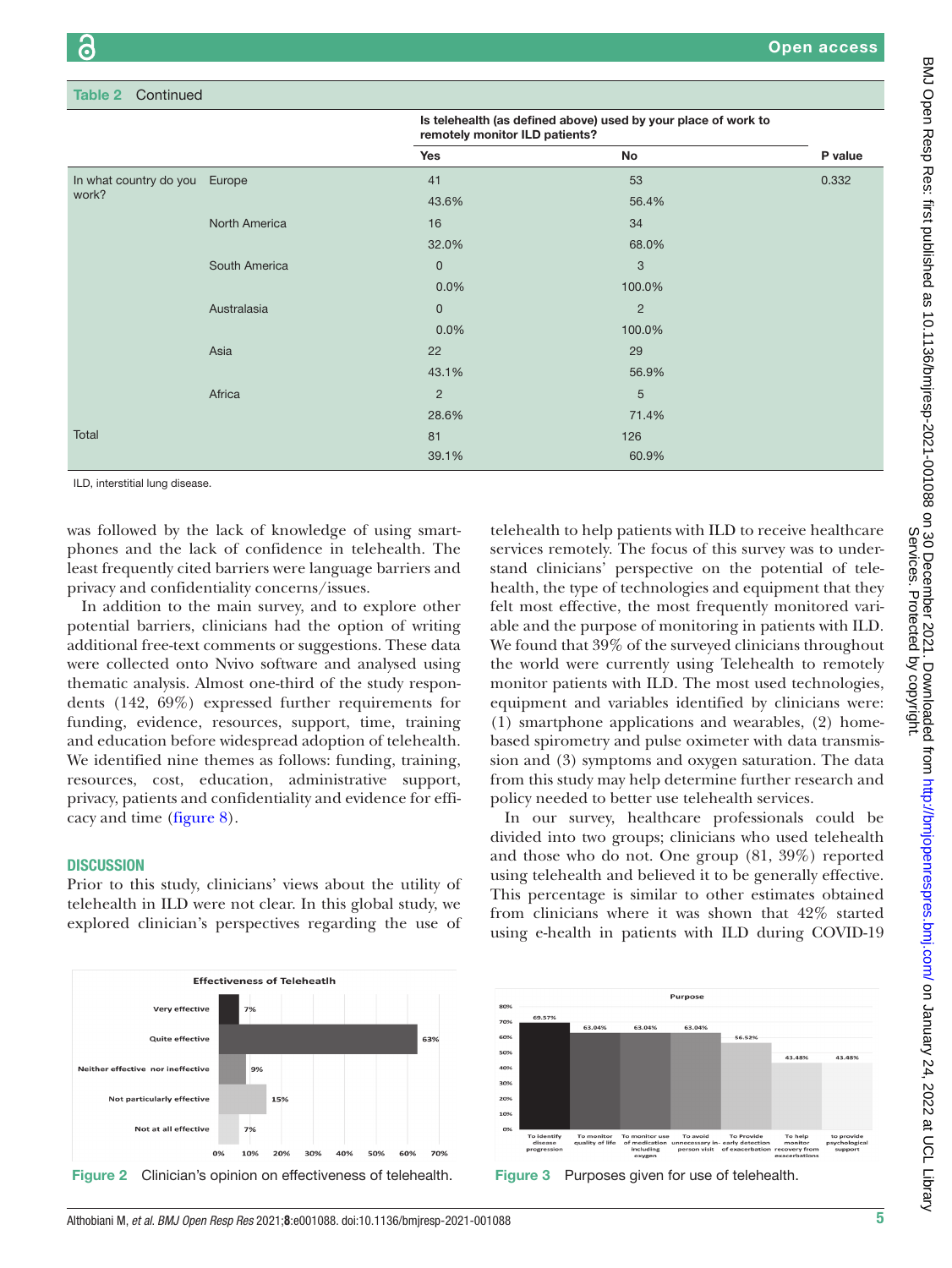**Table 2** Continued

| | | Is telehealth (as defined above) used by your place of work to remotely monitor ILD patients? | | |
|---|---|---|---|---|
| | | Yes | No | P value |
| In what country do you work? | Europe | 41 | 53 | 0.332 |
| | | 43.6% | 56.4% | |
| | North America | 16 | 34 | |
| | | 32.0% | 68.0% | |
| | South America | 0 | 3 | |
| | | 0.0% | 100.0% | |
| | Australasia | 0 | 2 | |
| | | 0.0% | 100.0% | |
| | Asia | 22 | 29 | |
| | | 43.1% | 56.9% | |
| | Africa | 2 | 5 | |
| | | 28.6% | 71.4% | |
| Total | | 81 | 126 | |
| | | 39.1% | 60.9% | |

ILD, interstitial lung disease.

was followed by the lack of knowledge of using smartphones and the lack of confidence in telehealth. The least frequently cited barriers were language barriers and privacy and confidentiality concerns/issues.

In addition to the main survey, and to explore other potential barriers, clinicians had the option of writing additional free-text comments or suggestions. These data were collected onto Nvivo software and analysed using thematic analysis. Almost one-third of the study respondents (142, 69%) expressed further requirements for funding, evidence, resources, support, time, training and education before widespread adoption of telehealth. We identified nine themes as follows: funding, training, resources, cost, education, administrative support, privacy, patients and confidentiality and evidence for efficacy and time (figure 8).

## DISCUSSION

Prior to this study, clinicians' views about the utility of telehealth in ILD were not clear. In this global study, we explored clinician's perspectives regarding the use of telehealth to help patients with ILD to receive healthcare services remotely. The focus of this survey was to understand clinicians' perspective on the potential of telehealth, the type of technologies and equipment that they felt most effective, the most frequently monitored variable and the purpose of monitoring in patients with ILD. We found that 39% of the surveyed clinicians throughout the world were currently using Telehealth to remotely monitor patients with ILD. The most used technologies, equipment and variables identified by clinicians were: (1) smartphone applications and wearables, (2) home-based spirometry and pulse oximeter with data transmission and (3) symptoms and oxygen saturation. The data from this study may help determine further research and policy needed to better use telehealth services.

In our survey, healthcare professionals could be divided into two groups; clinicians who used telehealth and those who do not. One group (81, 39%) reported using telehealth and believed it to be generally effective. This percentage is similar to other estimates obtained from clinicians where it was shown that 42% started using e-health in patients with ILD during COVID-19

**Figure 2** Clinician's opinion on effectiveness of telehealth.

**Figure 3** Purposes given for use of telehealth.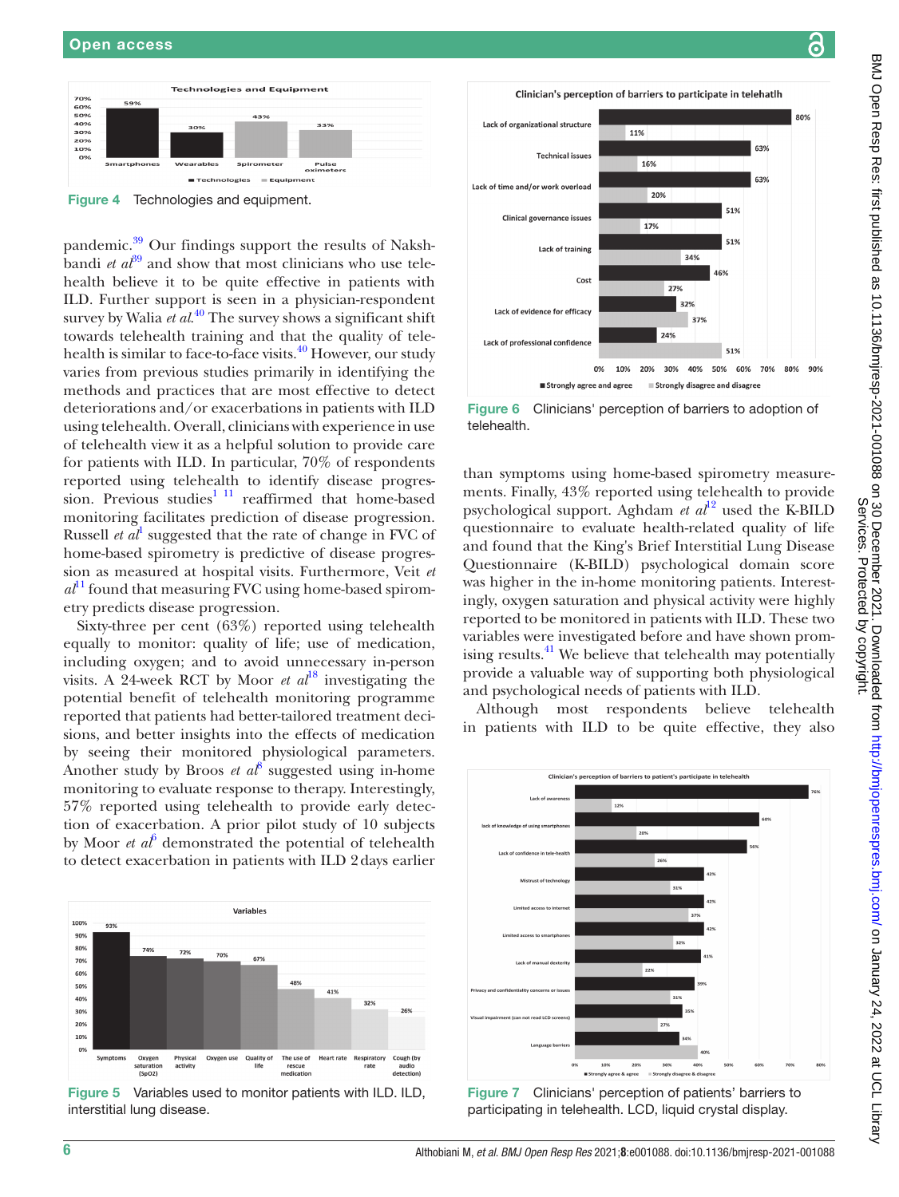Figure 4 Technologies and equipment.

pandemic.[39] Our findings support the results of Nakshbandi *et al*[39] and show that most clinicians who use telehealth believe it to be quite effective in patients with ILD. Further support is seen in a physician-respondent survey by Walia *et al*.[40] The survey shows a significant shift towards telehealth training and that the quality of telehealth is similar to face-to-face visits.[40] However, our study varies from previous studies primarily in identifying the methods and practices that are most effective to detect deteriorations and/or exacerbations in patients with ILD using telehealth. Overall, clinicians with experience in use of telehealth view it as a helpful solution to provide care for patients with ILD. In particular, 70% of respondents reported using telehealth to identify disease progression. Previous studies[1 11] reaffirmed that home-based monitoring facilitates prediction of disease progression. Russell *et al*[1] suggested that the rate of change in FVC of home-based spirometry is predictive of disease progression as measured at hospital visits. Furthermore, Veit *et al*[11] found that measuring FVC using home-based spirometry predicts disease progression.

Sixty-three per cent (63%) reported using telehealth equally to monitor: quality of life; use of medication, including oxygen; and to avoid unnecessary in-person visits. A 24-week RCT by Moor *et al*[18] investigating the potential benefit of telehealth monitoring programme reported that patients had better-tailored treatment decisions, and better insights into the effects of medication by seeing their monitored physiological parameters. Another study by Broos *et al*[8] suggested using in-home monitoring to evaluate response to therapy. Interestingly, 57% reported using telehealth to provide early detection of exacerbation. A prior pilot study of 10 subjects by Moor *et al*[6] demonstrated the potential of telehealth to detect exacerbation in patients with ILD 2 days earlier than symptoms using home-based spirometry measurements. Finally, 43% reported using telehealth to provide psychological support. Aghdam *et al*[12] used the K-BILD questionnaire to evaluate health-related quality of life and found that the King's Brief Interstitial Lung Disease Questionnaire (K-BILD) psychological domain score was higher in the in-home monitoring patients. Interestingly, oxygen saturation and physical activity were highly reported to be monitored in patients with ILD. These two variables were investigated before and have shown promising results.[41] We believe that telehealth may potentially provide a valuable way of supporting both physiological and psychological needs of patients with ILD.

Although most respondents believe telehealth in patients with ILD to be quite effective, they also

Figure 5 Variables used to monitor patients with ILD. ILD, interstitial lung disease.

Figure 6 Clinicians' perception of barriers to adoption of telehealth.

Figure 7 Clinicians' perception of patients' barriers to participating in telehealth. LCD, liquid crystal display.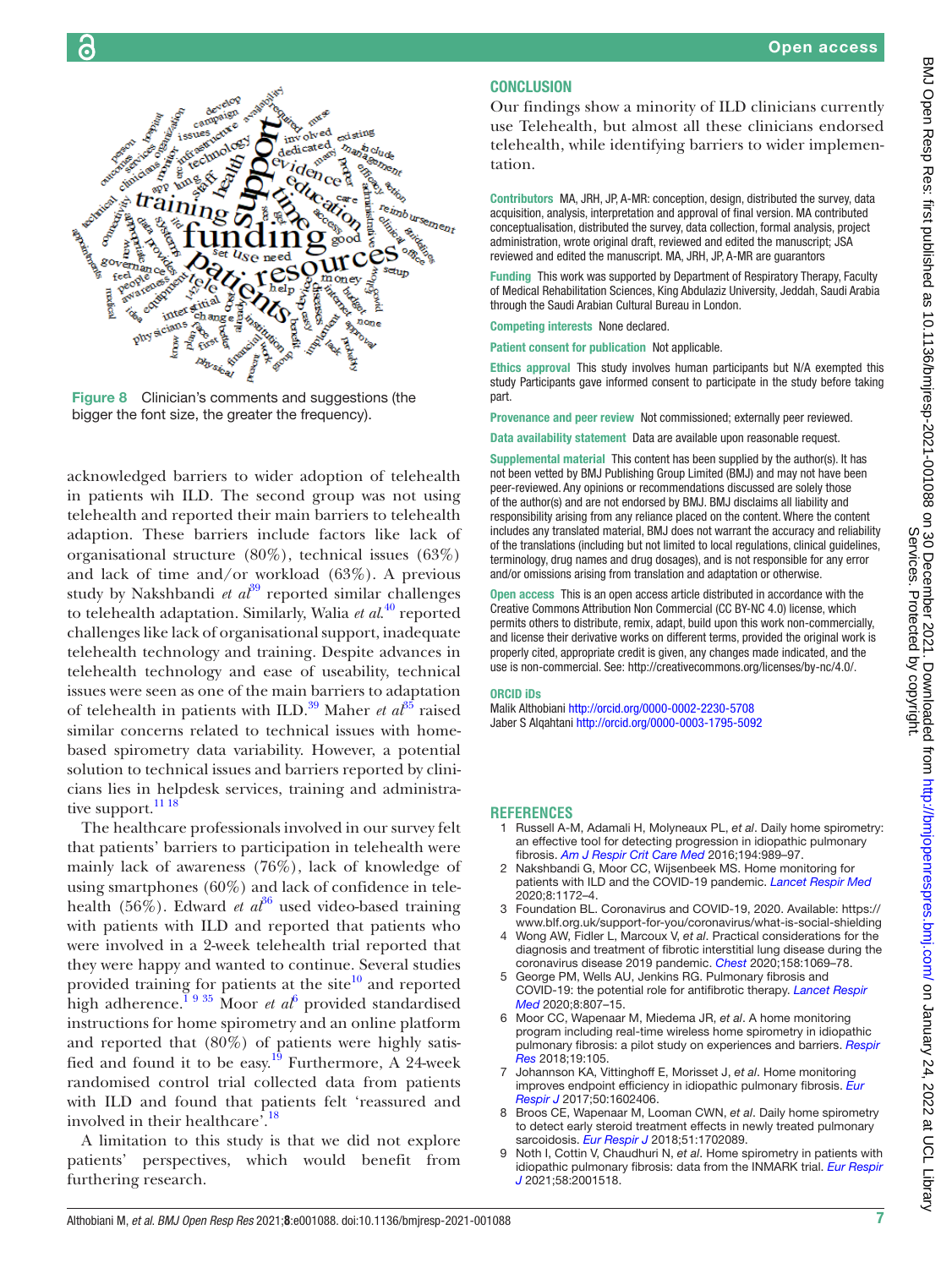Figure 8 Clinician's comments and suggestions (the bigger the font size, the greater the frequency).

acknowledged barriers to wider adoption of telehealth in patients wih ILD. The second group was not using telehealth and reported their main barriers to telehealth adaption. These barriers include factors like lack of organisational structure (80%), technical issues (63%) and lack of time and/or workload (63%). A previous study by Nakshbandi *et al*[39] reported similar challenges to telehealth adaptation. Similarly, Walia *et al*.[40] reported challenges like lack of organisational support, inadequate telehealth technology and training. Despite advances in telehealth technology and ease of useability, technical issues were seen as one of the main barriers to adaptation of telehealth in patients with ILD.[39] Maher *et al*[35] raised similar concerns related to technical issues with home-based spirometry data variability. However, a potential solution to technical issues and barriers reported by clinicians lies in helpdesk services, training and administrative support.[11 18]

The healthcare professionals involved in our survey felt that patients' barriers to participation in telehealth were mainly lack of awareness (76%), lack of knowledge of using smartphones (60%) and lack of confidence in telehealth (56%). Edward *et al*[36] used video-based training with patients with ILD and reported that patients who were involved in a 2-week telehealth trial reported that they were happy and wanted to continue. Several studies provided training for patients at the site[10] and reported high adherence.[1 9 35] Moor *et al*[6] provided standardised instructions for home spirometry and an online platform and reported that (80%) of patients were highly satisfied and found it to be easy.[19] Furthermore, A 24-week randomised control trial collected data from patients with ILD and found that patients felt 'reassured and involved in their healthcare'.[18]

A limitation to this study is that we did not explore patients' perspectives, which would benefit from furthering research.

## CONCLUSION

Our findings show a minority of ILD clinicians currently use Telehealth, but almost all these clinicians endorsed telehealth, while identifying barriers to wider implementation.

**Contributors** MA, JRH, JP, A-MR: conception, design, distributed the survey, data acquisition, analysis, interpretation and approval of final version. MA contributed conceptualisation, distributed the survey, data collection, formal analysis, project administration, wrote original draft, reviewed and edited the manuscript; JSA reviewed and edited the manuscript. MA, JRH, JP, A-MR are guarantors

**Funding** This work was supported by Department of Respiratory Therapy, Faculty of Medical Rehabilitation Sciences, King Abdulaziz University, Jeddah, Saudi Arabia through the Saudi Arabian Cultural Bureau in London.

**Competing interests** None declared.

**Patient consent for publication** Not applicable.

**Ethics approval** This study involves human participants but N/A exempted this study Participants gave informed consent to participate in the study before taking part.

**Provenance and peer review** Not commissioned; externally peer reviewed.

**Data availability statement** Data are available upon reasonable request.

**Supplemental material** This content has been supplied by the author(s). It has not been vetted by BMJ Publishing Group Limited (BMJ) and may not have been peer-reviewed. Any opinions or recommendations discussed are solely those of the author(s) and are not endorsed by BMJ. BMJ disclaims all liability and responsibility arising from any reliance placed on the content. Where the content includes any translated material, BMJ does not warrant the accuracy and reliability of the translations (including but not limited to local regulations, clinical guidelines, terminology, drug names and drug dosages), and is not responsible for any error and/or omissions arising from translation and adaptation or otherwise.

**Open access** This is an open access article distributed in accordance with the Creative Commons Attribution Non Commercial (CC BY-NC 4.0) license, which permits others to distribute, remix, adapt, build upon this work non-commercially, and license their derivative works on different terms, provided the original work is properly cited, appropriate credit is given, any changes made indicated, and the use is non-commercial. See: http://creativecommons.org/licenses/by-nc/4.0/.

### ORCID iDs

Malik Althobiani http://orcid.org/0000-0002-2230-5708
Jaber S Alqahtani http://orcid.org/0000-0003-1795-5092

## REFERENCES

1. Russell A-M, Adamali H, Molyneaux PL, *et al*. Daily home spirometry: an effective tool for detecting progression in idiopathic pulmonary fibrosis. *Am J Respir Crit Care Med* 2016;194:989–97.
2. Nakshbandi G, Moor CC, Wijsenbeek MS. Home monitoring for patients with ILD and the COVID-19 pandemic. *Lancet Respir Med* 2020;8:1172–4.
3. Foundation BL. Coronavirus and COVID-19, 2020. Available: https://www.blf.org.uk/support-for-you/coronavirus/what-is-social-shielding
4. Wong AW, Fidler L, Marcoux V, *et al*. Practical considerations for the diagnosis and treatment of fibrotic interstitial lung disease during the coronavirus disease 2019 pandemic. *Chest* 2020;158:1069–78.
5. George PM, Wells AU, Jenkins RG. Pulmonary fibrosis and COVID-19: the potential role for antifibrotic therapy. *Lancet Respir Med* 2020;8:807–15.
6. Moor CC, Wapenaar M, Miedema JR, *et al*. A home monitoring program including real-time wireless home spirometry in idiopathic pulmonary fibrosis: a pilot study on experiences and barriers. *Respir Res* 2018;19:105.
7. Johannson KA, Vittinghoff E, Morisset J, *et al*. Home monitoring improves endpoint efficiency in idiopathic pulmonary fibrosis. *Eur Respir J* 2017;50:1602406.
8. Broos CE, Wapenaar M, Looman CWN, *et al*. Daily home spirometry to detect early steroid treatment effects in newly treated pulmonary sarcoidosis. *Eur Respir J* 2018;51:1702089.
9. Noth I, Cottin V, Chaudhuri N, *et al*. Home spirometry in patients with idiopathic pulmonary fibrosis: data from the INMARK trial. *Eur Respir J* 2021;58:2001518.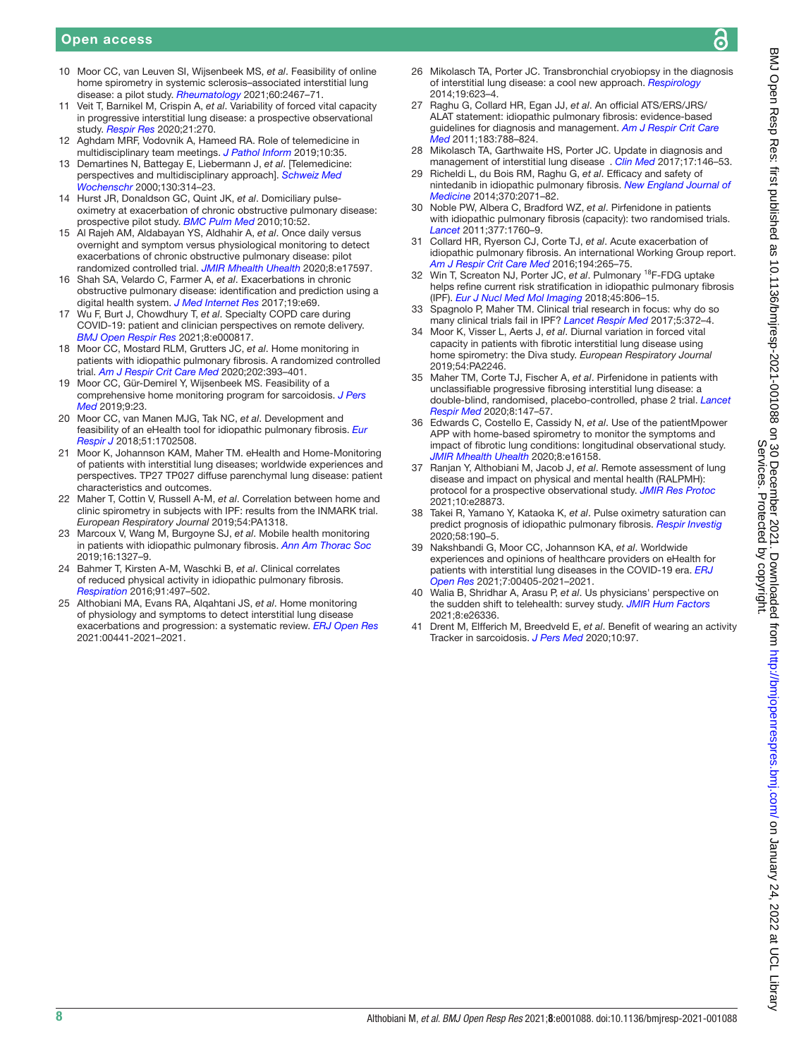10 Moor CC, van Leuven SI, Wijsenbeek MS, *et al*. Feasibility of online home spirometry in systemic sclerosis–associated interstitial lung disease: a pilot study. *Rheumatology* 2021;60:2467–71.
11 Veit T, Barnikel M, Crispin A, *et al*. Variability of forced vital capacity in progressive interstitial lung disease: a prospective observational study. *Respir Res* 2020;21:270.
12 Aghdam MRF, Vodovnik A, Hameed RA. Role of telemedicine in multidisciplinary team meetings. *J Pathol Inform* 2019;10:35.
13 Demartines N, Battegay E, Liebermann J, *et al*. [Telemedicine: perspectives and multidisciplinary approach]. *Schweiz Med Wochenschr* 2000;130:314–23.
14 Hurst JR, Donaldson GC, Quint JK, *et al*. Domiciliary pulse-oximetry at exacerbation of chronic obstructive pulmonary disease: prospective pilot study. *BMC Pulm Med* 2010;10:52.
15 Al Rajeh AM, Aldabayan YS, Aldhahir A, *et al*. Once daily versus overnight and symptom versus physiological monitoring to detect exacerbations of chronic obstructive pulmonary disease: pilot randomized controlled trial. *JMIR Mhealth Uhealth* 2020;8:e17597.
16 Shah SA, Velardo C, Farmer A, *et al*. Exacerbations in chronic obstructive pulmonary disease: identification and prediction using a digital health system. *J Med Internet Res* 2017;19:e69.
17 Wu F, Burt J, Chowdhury T, *et al*. Specialty COPD care during COVID-19: patient and clinician perspectives on remote delivery. *BMJ Open Respir Res* 2021;8:e000817.
18 Moor CC, Mostard RLM, Grutters JC, *et al*. Home monitoring in patients with idiopathic pulmonary fibrosis. A randomized controlled trial. *Am J Respir Crit Care Med* 2020;202:393–401.
19 Moor CC, Gür-Demirel Y, Wijsenbeek MS. Feasibility of a comprehensive home monitoring program for sarcoidosis. *J Pers Med* 2019;9:23.
20 Moor CC, van Manen MJG, Tak NC, *et al*. Development and feasibility of an eHealth tool for idiopathic pulmonary fibrosis. *Eur Respir J* 2018;51:1702508.
21 Moor K, Johannson KAM, Maher TM. eHealth and Home-Monitoring of patients with interstitial lung diseases; worldwide experiences and perspectives. TP27 TP027 diffuse parenchymal lung disease: patient characteristics and outcomes.
22 Maher T, Cottin V, Russell A-M, *et al*. Correlation between home and clinic spirometry in subjects with IPF: results from the INMARK trial. *European Respiratory Journal* 2019;54:PA1318.
23 Marcoux V, Wang M, Burgoyne SJ, *et al*. Mobile health monitoring in patients with idiopathic pulmonary fibrosis. *Ann Am Thorac Soc* 2019;16:1327–9.
24 Bahmer T, Kirsten A-M, Waschki B, *et al*. Clinical correlates of reduced physical activity in idiopathic pulmonary fibrosis. *Respiration* 2016;91:497–502.
25 Althobiani MA, Evans RA, Alqahtani JS, *et al*. Home monitoring of physiology and symptoms to detect interstitial lung disease exacerbations and progression: a systematic review. *ERJ Open Res* 2021:00441-2021–2021.
26 Mikolasch TA, Porter JC. Transbronchial cryobiopsy in the diagnosis of interstitial lung disease: a cool new approach. *Respirology* 2014;19:623–4.
27 Raghu G, Collard HR, Egan JJ, *et al*. An official ATS/ERS/JRS/ALAT statement: idiopathic pulmonary fibrosis: evidence-based guidelines for diagnosis and management. *Am J Respir Crit Care Med* 2011;183:788–824.
28 Mikolasch TA, Garthwaite HS, Porter JC. Update in diagnosis and management of interstitial lung disease . *Clin Med* 2017;17:146–53.
29 Richeldi L, du Bois RM, Raghu G, *et al*. Efficacy and safety of nintedanib in idiopathic pulmonary fibrosis. *New England Journal of Medicine* 2014;370:2071–82.
30 Noble PW, Albera C, Bradford WZ, *et al*. Pirfenidone in patients with idiopathic pulmonary fibrosis (capacity): two randomised trials. *Lancet* 2011;377:1760–9.
31 Collard HR, Ryerson CJ, Corte TJ, *et al*. Acute exacerbation of idiopathic pulmonary fibrosis. An international Working Group report. *Am J Respir Crit Care Med* 2016;194:265–75.
32 Win T, Screaton NJ, Porter JC, *et al*. Pulmonary $^{18}$F-FDG uptake helps refine current risk stratification in idiopathic pulmonary fibrosis (IPF). *Eur J Nucl Med Mol Imaging* 2018;45:806–15.
33 Spagnolo P, Maher TM. Clinical trial research in focus: why do so many clinical trials fail in IPF? *Lancet Respir Med* 2017;5:372–4.
34 Moor K, Visser L, Aerts J, *et al*. Diurnal variation in forced vital capacity in patients with fibrotic interstitial lung disease using home spirometry: the Diva study. *European Respiratory Journal* 2019;54:PA2246.
35 Maher TM, Corte TJ, Fischer A, *et al*. Pirfenidone in patients with unclassifiable progressive fibrosing interstitial lung disease: a double-blind, randomised, placebo-controlled, phase 2 trial. *Lancet Respir Med* 2020;8:147–57.
36 Edwards C, Costello E, Cassidy N, *et al*. Use of the patientMpower APP with home-based spirometry to monitor the symptoms and impact of fibrotic lung conditions: longitudinal observational study. *JMIR Mhealth Uhealth* 2020;8:e16158.
37 Ranjan Y, Althobiani M, Jacob J, *et al*. Remote assessment of lung disease and impact on physical and mental health (RALPMH): protocol for a prospective observational study. *JMIR Res Protoc* 2021;10:e28873.
38 Takei R, Yamano Y, Kataoka K, *et al*. Pulse oximetry saturation can predict prognosis of idiopathic pulmonary fibrosis. *Respir Investig* 2020;58:190–5.
39 Nakshbandi G, Moor CC, Johannson KA, *et al*. Worldwide experiences and opinions of healthcare providers on eHealth for patients with interstitial lung diseases in the COVID-19 era. *ERJ Open Res* 2021;7:00405-2021–2021.
40 Walia B, Shridhar A, Arasu P, *et al*. Us physicians' perspective on the sudden shift to telehealth: survey study. *JMIR Hum Factors* 2021;8:e26336.
41 Drent M, Elfferich M, Breedveld E, *et al*. Benefit of wearing an activity Tracker in sarcoidosis. *J Pers Med* 2020;10:97.